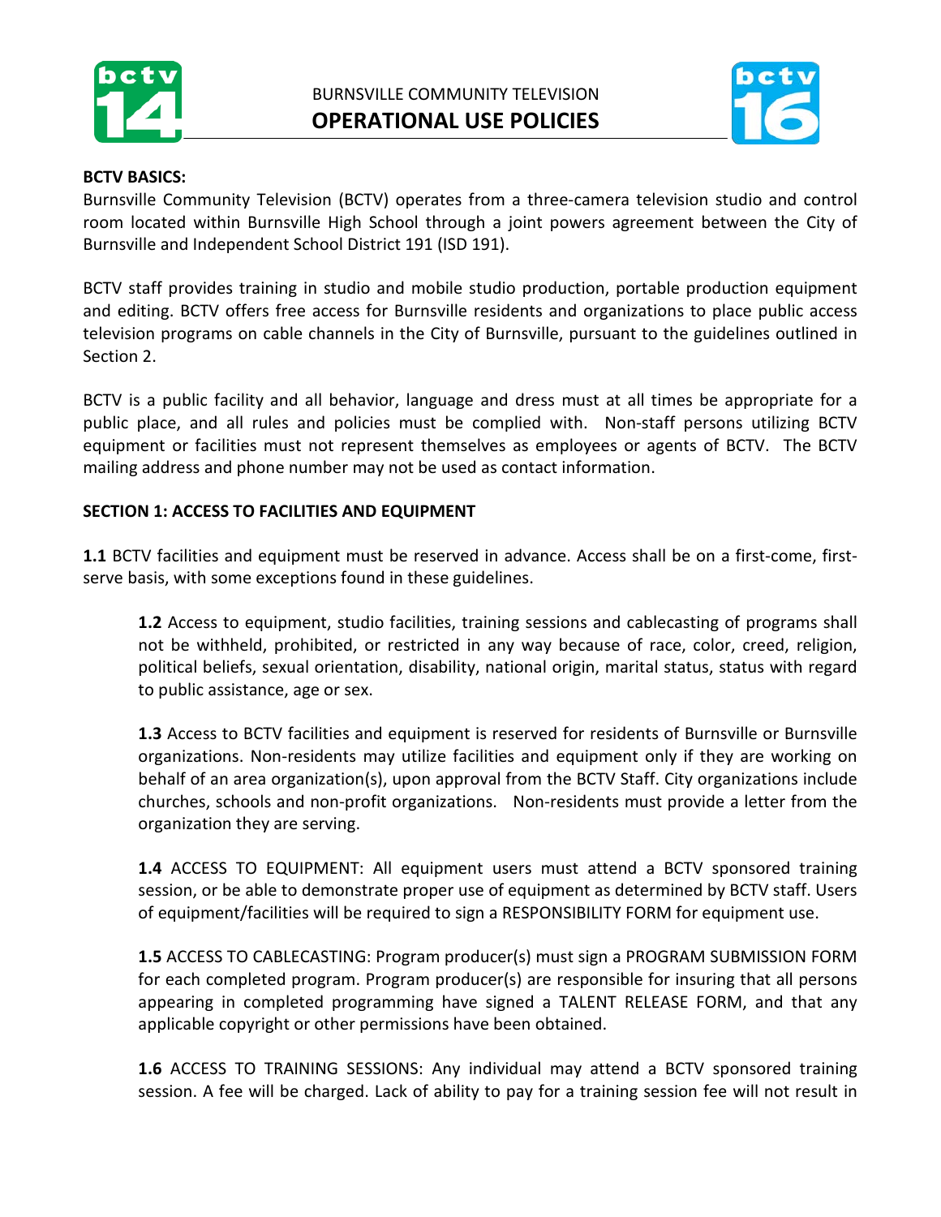# BURNSVILLE COMMUNITY TELEVISION
# OPERATIONAL USE POLICIES

**BCTV BASICS:**

Burnsville Community Television (BCTV) operates from a three-camera television studio and control room located within Burnsville High School through a joint powers agreement between the City of Burnsville and Independent School District 191 (ISD 191).

BCTV staff provides training in studio and mobile studio production, portable production equipment and editing. BCTV offers free access for Burnsville residents and organizations to place public access television programs on cable channels in the City of Burnsville, pursuant to the guidelines outlined in Section 2.

BCTV is a public facility and all behavior, language and dress must at all times be appropriate for a public place, and all rules and policies must be complied with. Non-staff persons utilizing BCTV equipment or facilities must not represent themselves as employees or agents of BCTV. The BCTV mailing address and phone number may not be used as contact information.

**SECTION 1: ACCESS TO FACILITIES AND EQUIPMENT**

**1.1** BCTV facilities and equipment must be reserved in advance. Access shall be on a first-come, first-serve basis, with some exceptions found in these guidelines.

**1.2** Access to equipment, studio facilities, training sessions and cablecasting of programs shall not be withheld, prohibited, or restricted in any way because of race, color, creed, religion, political beliefs, sexual orientation, disability, national origin, marital status, status with regard to public assistance, age or sex.

**1.3** Access to BCTV facilities and equipment is reserved for residents of Burnsville or Burnsville organizations. Non-residents may utilize facilities and equipment only if they are working on behalf of an area organization(s), upon approval from the BCTV Staff. City organizations include churches, schools and non-profit organizations. Non-residents must provide a letter from the organization they are serving.

**1.4** ACCESS TO EQUIPMENT: All equipment users must attend a BCTV sponsored training session, or be able to demonstrate proper use of equipment as determined by BCTV staff. Users of equipment/facilities will be required to sign a RESPONSIBILITY FORM for equipment use.

**1.5** ACCESS TO CABLECASTING: Program producer(s) must sign a PROGRAM SUBMISSION FORM for each completed program. Program producer(s) are responsible for insuring that all persons appearing in completed programming have signed a TALENT RELEASE FORM, and that any applicable copyright or other permissions have been obtained.

**1.6** ACCESS TO TRAINING SESSIONS: Any individual may attend a BCTV sponsored training session. A fee will be charged. Lack of ability to pay for a training session fee will not result in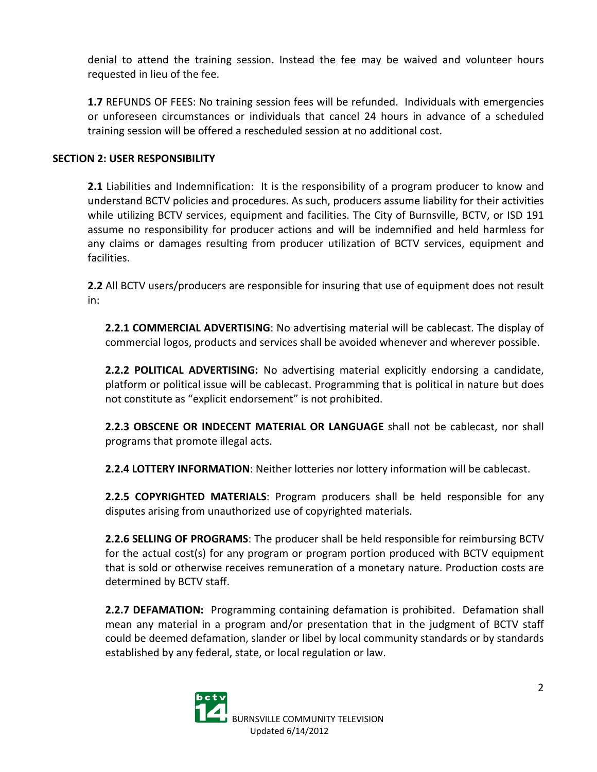denial to attend the training session. Instead the fee may be waived and volunteer hours requested in lieu of the fee.

**1.7** REFUNDS OF FEES: No training session fees will be refunded. Individuals with emergencies or unforeseen circumstances or individuals that cancel 24 hours in advance of a scheduled training session will be offered a rescheduled session at no additional cost.

## SECTION 2: USER RESPONSIBILITY

**2.1** Liabilities and Indemnification: It is the responsibility of a program producer to know and understand BCTV policies and procedures. As such, producers assume liability for their activities while utilizing BCTV services, equipment and facilities. The City of Burnsville, BCTV, or ISD 191 assume no responsibility for producer actions and will be indemnified and held harmless for any claims or damages resulting from producer utilization of BCTV services, equipment and facilities.

**2.2** All BCTV users/producers are responsible for insuring that use of equipment does not result in:

**2.2.1 COMMERCIAL ADVERTISING**: No advertising material will be cablecast. The display of commercial logos, products and services shall be avoided whenever and wherever possible.

**2.2.2 POLITICAL ADVERTISING:** No advertising material explicitly endorsing a candidate, platform or political issue will be cablecast. Programming that is political in nature but does not constitute as "explicit endorsement" is not prohibited.

**2.2.3 OBSCENE OR INDECENT MATERIAL OR LANGUAGE** shall not be cablecast, nor shall programs that promote illegal acts.

**2.2.4 LOTTERY INFORMATION**: Neither lotteries nor lottery information will be cablecast.

**2.2.5 COPYRIGHTED MATERIALS**: Program producers shall be held responsible for any disputes arising from unauthorized use of copyrighted materials.

**2.2.6 SELLING OF PROGRAMS**: The producer shall be held responsible for reimbursing BCTV for the actual cost(s) for any program or program portion produced with BCTV equipment that is sold or otherwise receives remuneration of a monetary nature. Production costs are determined by BCTV staff.

**2.2.7 DEFAMATION:** Programming containing defamation is prohibited. Defamation shall mean any material in a program and/or presentation that in the judgment of BCTV staff could be deemed defamation, slander or libel by local community standards or by standards established by any federal, state, or local regulation or law.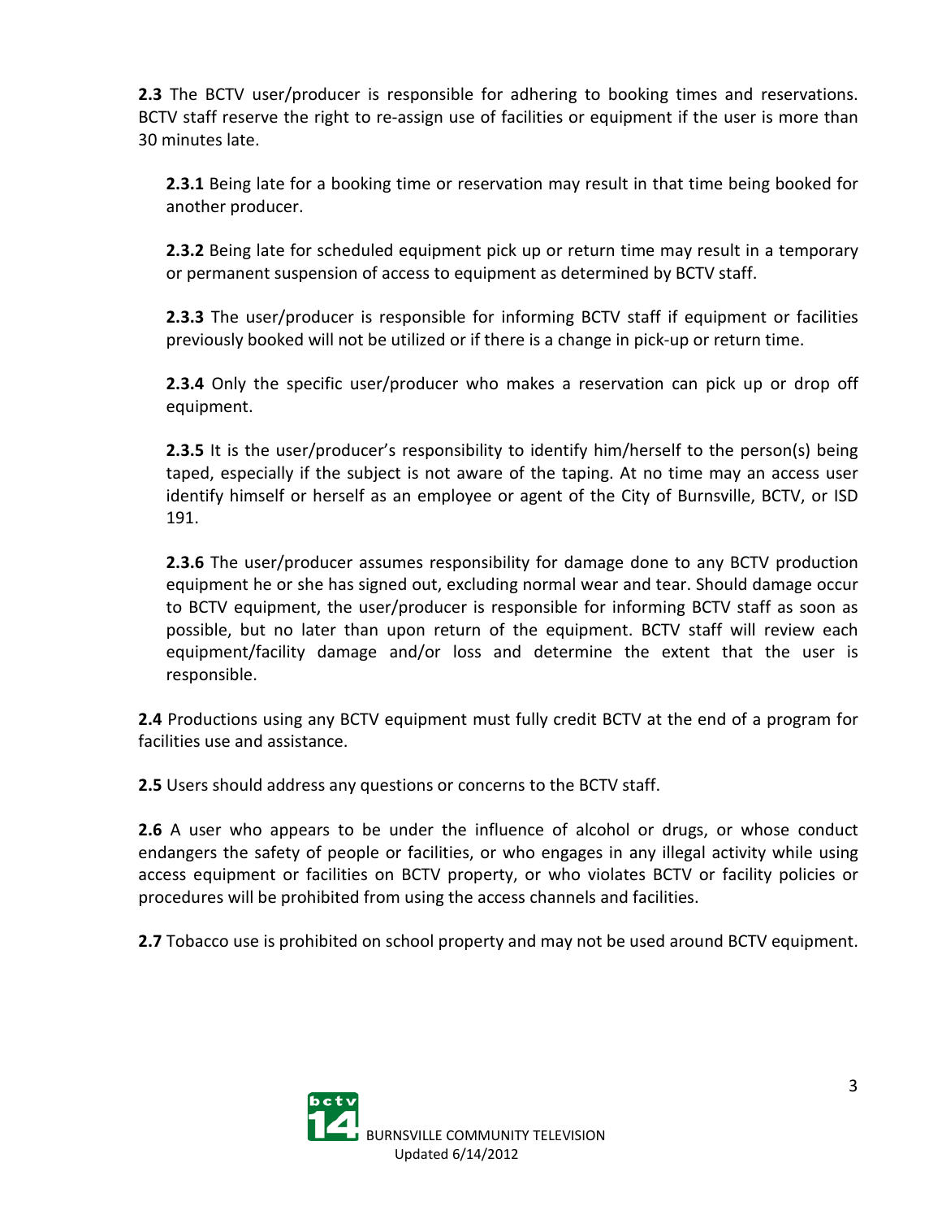**2.3** The BCTV user/producer is responsible for adhering to booking times and reservations. BCTV staff reserve the right to re-assign use of facilities or equipment if the user is more than 30 minutes late.

> **2.3.1** Being late for a booking time or reservation may result in that time being booked for another producer.
>
> **2.3.2** Being late for scheduled equipment pick up or return time may result in a temporary or permanent suspension of access to equipment as determined by BCTV staff.
>
> **2.3.3** The user/producer is responsible for informing BCTV staff if equipment or facilities previously booked will not be utilized or if there is a change in pick-up or return time.
>
> **2.3.4** Only the specific user/producer who makes a reservation can pick up or drop off equipment.
>
> **2.3.5** It is the user/producer's responsibility to identify him/herself to the person(s) being taped, especially if the subject is not aware of the taping. At no time may an access user identify himself or herself as an employee or agent of the City of Burnsville, BCTV, or ISD 191.
>
> **2.3.6** The user/producer assumes responsibility for damage done to any BCTV production equipment he or she has signed out, excluding normal wear and tear. Should damage occur to BCTV equipment, the user/producer is responsible for informing BCTV staff as soon as possible, but no later than upon return of the equipment. BCTV staff will review each equipment/facility damage and/or loss and determine the extent that the user is responsible.

**2.4** Productions using any BCTV equipment must fully credit BCTV at the end of a program for facilities use and assistance.

**2.5** Users should address any questions or concerns to the BCTV staff.

**2.6** A user who appears to be under the influence of alcohol or drugs, or whose conduct endangers the safety of people or facilities, or who engages in any illegal activity while using access equipment or facilities on BCTV property, or who violates BCTV or facility policies or procedures will be prohibited from using the access channels and facilities.

**2.7** Tobacco use is prohibited on school property and may not be used around BCTV equipment.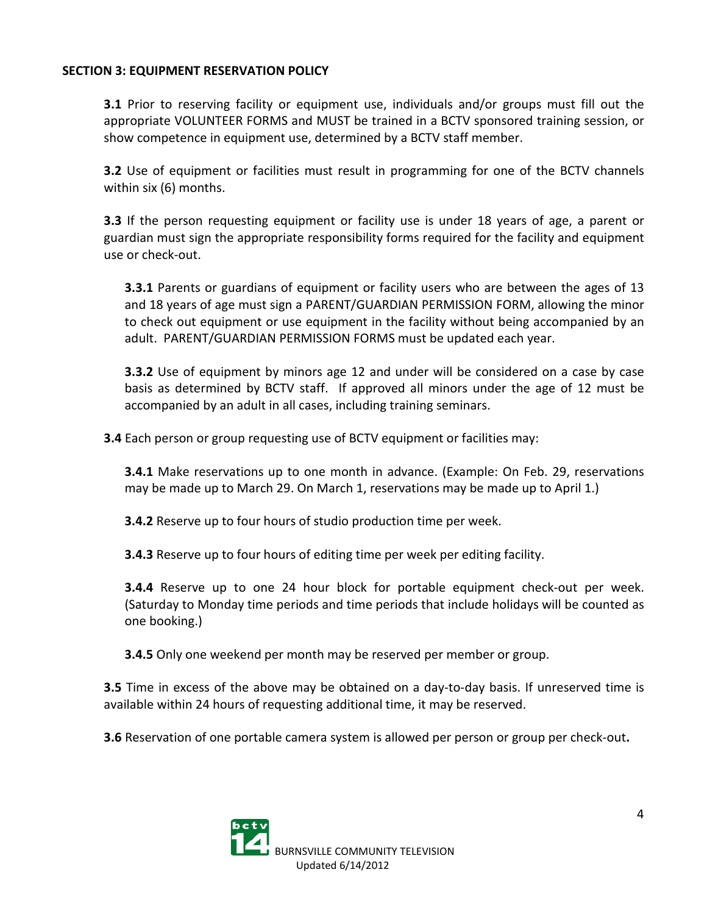## SECTION 3: EQUIPMENT RESERVATION POLICY

**3.1** Prior to reserving facility or equipment use, individuals and/or groups must fill out the appropriate VOLUNTEER FORMS and MUST be trained in a BCTV sponsored training session, or show competence in equipment use, determined by a BCTV staff member.

**3.2** Use of equipment or facilities must result in programming for one of the BCTV channels within six (6) months.

**3.3** If the person requesting equipment or facility use is under 18 years of age, a parent or guardian must sign the appropriate responsibility forms required for the facility and equipment use or check-out.

**3.3.1** Parents or guardians of equipment or facility users who are between the ages of 13 and 18 years of age must sign a PARENT/GUARDIAN PERMISSION FORM, allowing the minor to check out equipment or use equipment in the facility without being accompanied by an adult. PARENT/GUARDIAN PERMISSION FORMS must be updated each year.

**3.3.2** Use of equipment by minors age 12 and under will be considered on a case by case basis as determined by BCTV staff. If approved all minors under the age of 12 must be accompanied by an adult in all cases, including training seminars.

**3.4** Each person or group requesting use of BCTV equipment or facilities may:

**3.4.1** Make reservations up to one month in advance. (Example: On Feb. 29, reservations may be made up to March 29. On March 1, reservations may be made up to April 1.)

**3.4.2** Reserve up to four hours of studio production time per week.

**3.4.3** Reserve up to four hours of editing time per week per editing facility.

**3.4.4** Reserve up to one 24 hour block for portable equipment check-out per week. (Saturday to Monday time periods and time periods that include holidays will be counted as one booking.)

**3.4.5** Only one weekend per month may be reserved per member or group.

**3.5** Time in excess of the above may be obtained on a day-to-day basis. If unreserved time is available within 24 hours of requesting additional time, it may be reserved.

**3.6** Reservation of one portable camera system is allowed per person or group per check-out**.**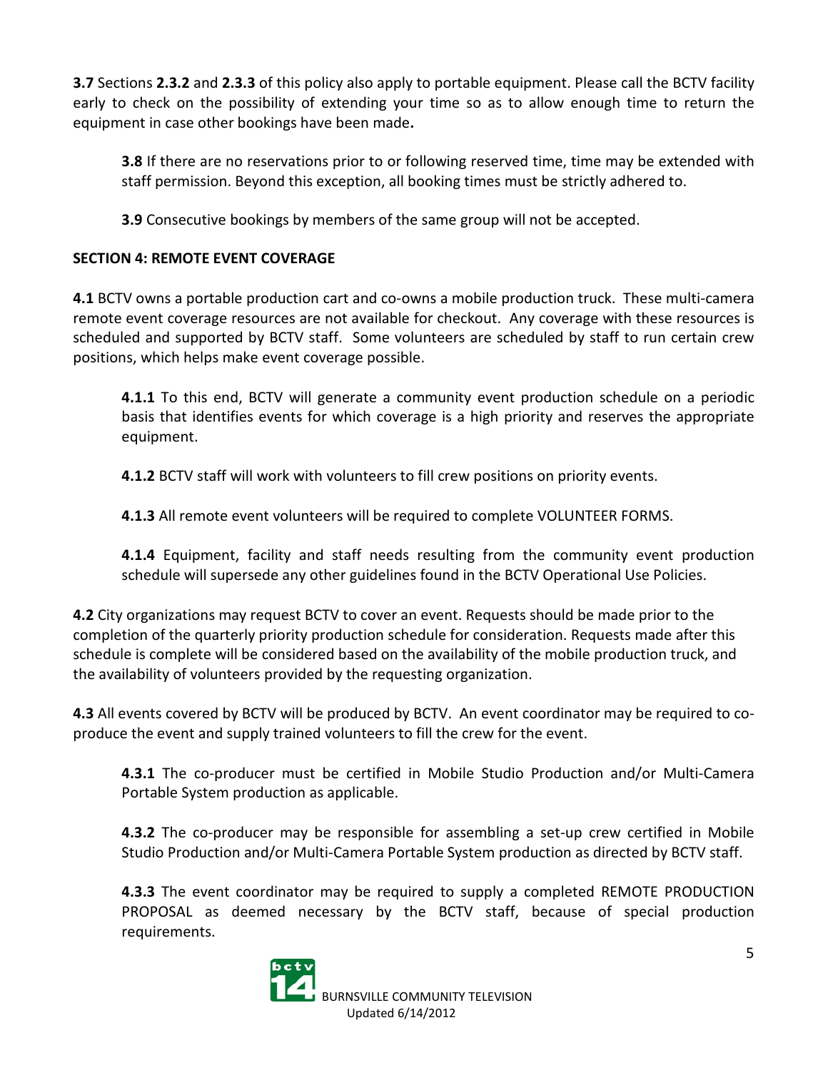**3.7** Sections **2.3.2** and **2.3.3** of this policy also apply to portable equipment. Please call the BCTV facility early to check on the possibility of extending your time so as to allow enough time to return the equipment in case other bookings have been made**.**

**3.8** If there are no reservations prior to or following reserved time, time may be extended with staff permission. Beyond this exception, all booking times must be strictly adhered to.

**3.9** Consecutive bookings by members of the same group will not be accepted.

**SECTION 4: REMOTE EVENT COVERAGE**

**4.1** BCTV owns a portable production cart and co-owns a mobile production truck. These multi-camera remote event coverage resources are not available for checkout. Any coverage with these resources is scheduled and supported by BCTV staff. Some volunteers are scheduled by staff to run certain crew positions, which helps make event coverage possible.

**4.1.1** To this end, BCTV will generate a community event production schedule on a periodic basis that identifies events for which coverage is a high priority and reserves the appropriate equipment.

**4.1.2** BCTV staff will work with volunteers to fill crew positions on priority events.

**4.1.3** All remote event volunteers will be required to complete VOLUNTEER FORMS.

**4.1.4** Equipment, facility and staff needs resulting from the community event production schedule will supersede any other guidelines found in the BCTV Operational Use Policies.

**4.2** City organizations may request BCTV to cover an event. Requests should be made prior to the completion of the quarterly priority production schedule for consideration. Requests made after this schedule is complete will be considered based on the availability of the mobile production truck, and the availability of volunteers provided by the requesting organization.

**4.3** All events covered by BCTV will be produced by BCTV. An event coordinator may be required to co-produce the event and supply trained volunteers to fill the crew for the event.

**4.3.1** The co-producer must be certified in Mobile Studio Production and/or Multi-Camera Portable System production as applicable.

**4.3.2** The co-producer may be responsible for assembling a set-up crew certified in Mobile Studio Production and/or Multi-Camera Portable System production as directed by BCTV staff.

**4.3.3** The event coordinator may be required to supply a completed REMOTE PRODUCTION PROPOSAL as deemed necessary by the BCTV staff, because of special production requirements.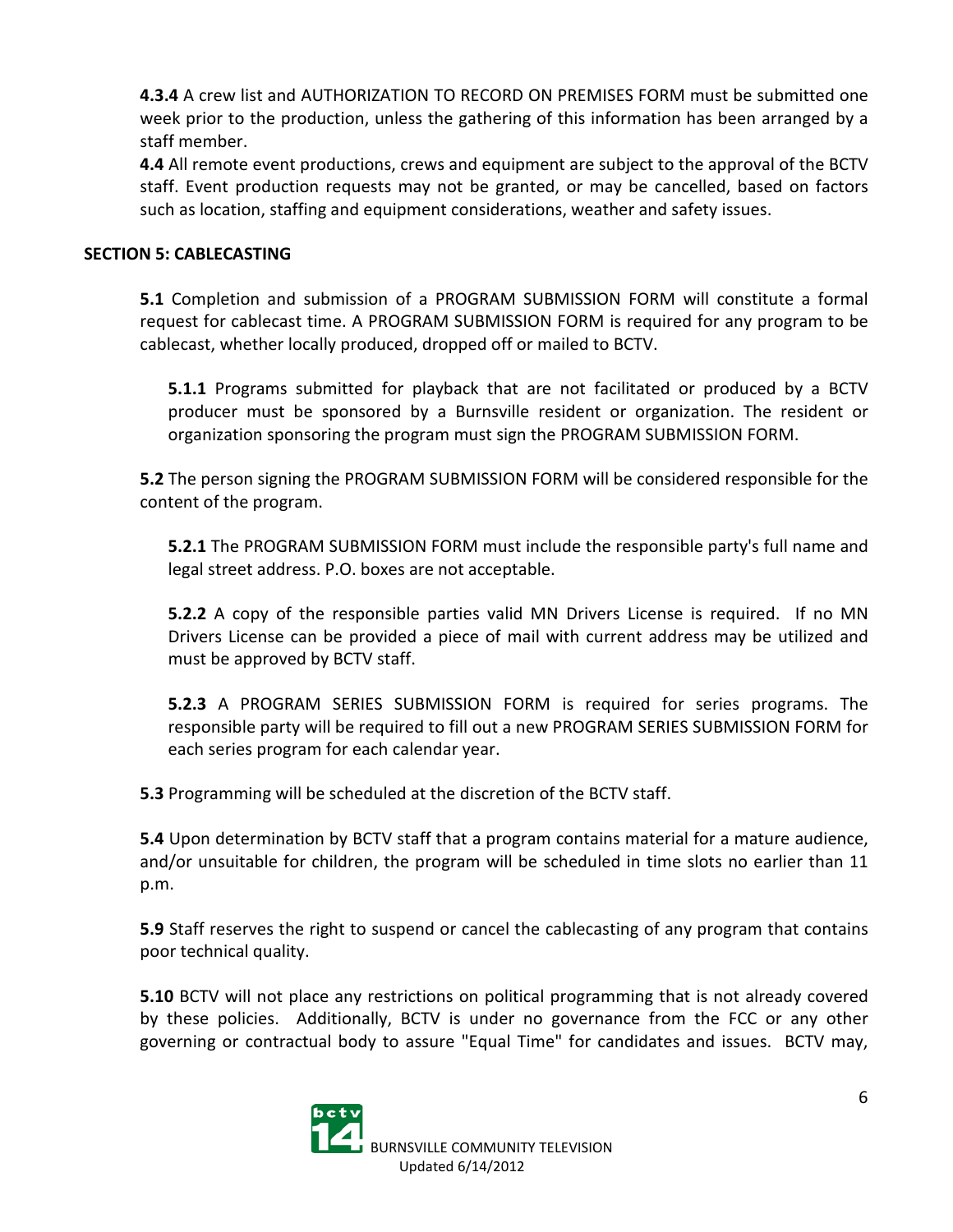**4.3.4** A crew list and AUTHORIZATION TO RECORD ON PREMISES FORM must be submitted one week prior to the production, unless the gathering of this information has been arranged by a staff member.

**4.4** All remote event productions, crews and equipment are subject to the approval of the BCTV staff. Event production requests may not be granted, or may be cancelled, based on factors such as location, staffing and equipment considerations, weather and safety issues.

## SECTION 5: CABLECASTING

**5.1** Completion and submission of a PROGRAM SUBMISSION FORM will constitute a formal request for cablecast time. A PROGRAM SUBMISSION FORM is required for any program to be cablecast, whether locally produced, dropped off or mailed to BCTV.

**5.1.1** Programs submitted for playback that are not facilitated or produced by a BCTV producer must be sponsored by a Burnsville resident or organization. The resident or organization sponsoring the program must sign the PROGRAM SUBMISSION FORM.

**5.2** The person signing the PROGRAM SUBMISSION FORM will be considered responsible for the content of the program.

**5.2.1** The PROGRAM SUBMISSION FORM must include the responsible party's full name and legal street address. P.O. boxes are not acceptable.

**5.2.2** A copy of the responsible parties valid MN Drivers License is required. If no MN Drivers License can be provided a piece of mail with current address may be utilized and must be approved by BCTV staff.

**5.2.3** A PROGRAM SERIES SUBMISSION FORM is required for series programs. The responsible party will be required to fill out a new PROGRAM SERIES SUBMISSION FORM for each series program for each calendar year.

**5.3** Programming will be scheduled at the discretion of the BCTV staff.

**5.4** Upon determination by BCTV staff that a program contains material for a mature audience, and/or unsuitable for children, the program will be scheduled in time slots no earlier than 11 p.m.

**5.9** Staff reserves the right to suspend or cancel the cablecasting of any program that contains poor technical quality.

**5.10** BCTV will not place any restrictions on political programming that is not already covered by these policies. Additionally, BCTV is under no governance from the FCC or any other governing or contractual body to assure "Equal Time" for candidates and issues. BCTV may,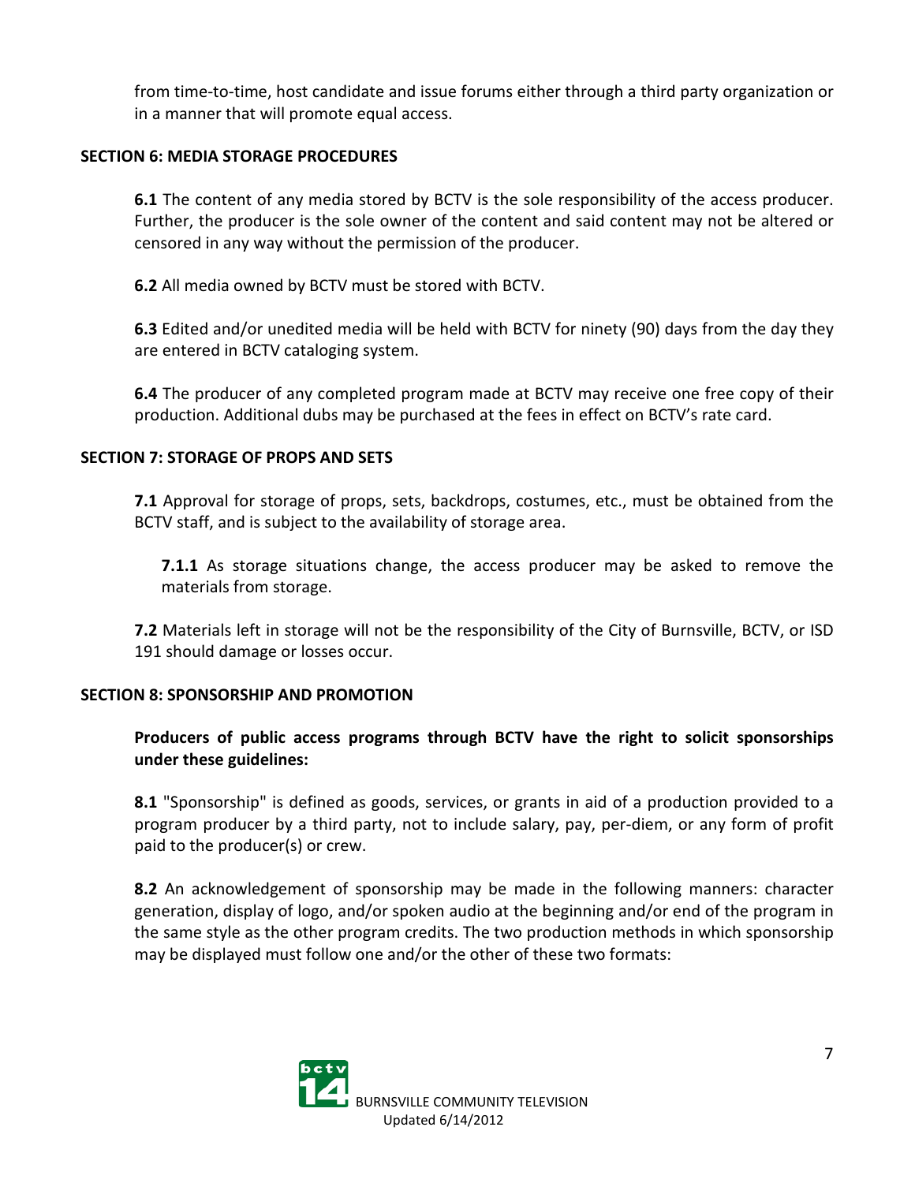from time-to-time, host candidate and issue forums either through a third party organization or in a manner that will promote equal access.

**SECTION 6: MEDIA STORAGE PROCEDURES**

**6.1** The content of any media stored by BCTV is the sole responsibility of the access producer. Further, the producer is the sole owner of the content and said content may not be altered or censored in any way without the permission of the producer.

**6.2** All media owned by BCTV must be stored with BCTV.

**6.3** Edited and/or unedited media will be held with BCTV for ninety (90) days from the day they are entered in BCTV cataloging system.

**6.4** The producer of any completed program made at BCTV may receive one free copy of their production. Additional dubs may be purchased at the fees in effect on BCTV's rate card.

**SECTION 7: STORAGE OF PROPS AND SETS**

**7.1** Approval for storage of props, sets, backdrops, costumes, etc., must be obtained from the BCTV staff, and is subject to the availability of storage area.

**7.1.1** As storage situations change, the access producer may be asked to remove the materials from storage.

**7.2** Materials left in storage will not be the responsibility of the City of Burnsville, BCTV, or ISD 191 should damage or losses occur.

**SECTION 8: SPONSORSHIP AND PROMOTION**

**Producers of public access programs through BCTV have the right to solicit sponsorships under these guidelines:**

**8.1** "Sponsorship" is defined as goods, services, or grants in aid of a production provided to a program producer by a third party, not to include salary, pay, per-diem, or any form of profit paid to the producer(s) or crew.

**8.2** An acknowledgement of sponsorship may be made in the following manners: character generation, display of logo, and/or spoken audio at the beginning and/or end of the program in the same style as the other program credits. The two production methods in which sponsorship may be displayed must follow one and/or the other of these two formats: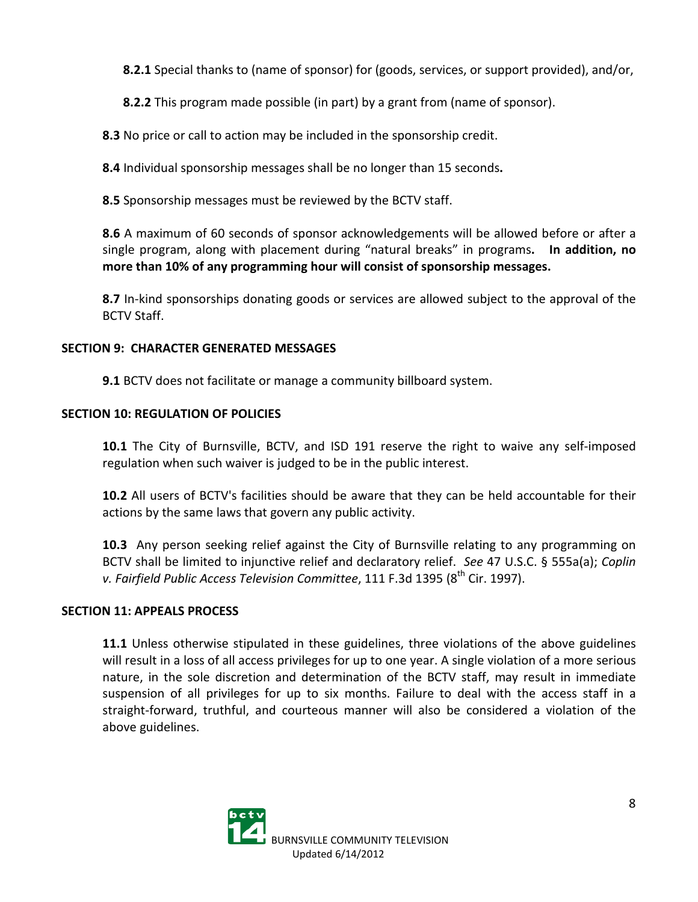**8.2.1** Special thanks to (name of sponsor) for (goods, services, or support provided), and/or,

**8.2.2** This program made possible (in part) by a grant from (name of sponsor).

**8.3** No price or call to action may be included in the sponsorship credit.

**8.4** Individual sponsorship messages shall be no longer than 15 seconds**.**

**8.5** Sponsorship messages must be reviewed by the BCTV staff.

**8.6** A maximum of 60 seconds of sponsor acknowledgements will be allowed before or after a single program, along with placement during "natural breaks" in programs**. In addition, no more than 10% of any programming hour will consist of sponsorship messages.**

**8.7** In-kind sponsorships donating goods or services are allowed subject to the approval of the BCTV Staff.

## SECTION 9: CHARACTER GENERATED MESSAGES

**9.1** BCTV does not facilitate or manage a community billboard system.

## SECTION 10: REGULATION OF POLICIES

**10.1** The City of Burnsville, BCTV, and ISD 191 reserve the right to waive any self-imposed regulation when such waiver is judged to be in the public interest.

**10.2** All users of BCTV's facilities should be aware that they can be held accountable for their actions by the same laws that govern any public activity.

**10.3** Any person seeking relief against the City of Burnsville relating to any programming on BCTV shall be limited to injunctive relief and declaratory relief. *See* 47 U.S.C. § 555a(a); *Coplin v. Fairfield Public Access Television Committee*, 111 F.3d 1395 (8th Cir. 1997).

## SECTION 11: APPEALS PROCESS

**11.1** Unless otherwise stipulated in these guidelines, three violations of the above guidelines will result in a loss of all access privileges for up to one year. A single violation of a more serious nature, in the sole discretion and determination of the BCTV staff, may result in immediate suspension of all privileges for up to six months. Failure to deal with the access staff in a straight-forward, truthful, and courteous manner will also be considered a violation of the above guidelines.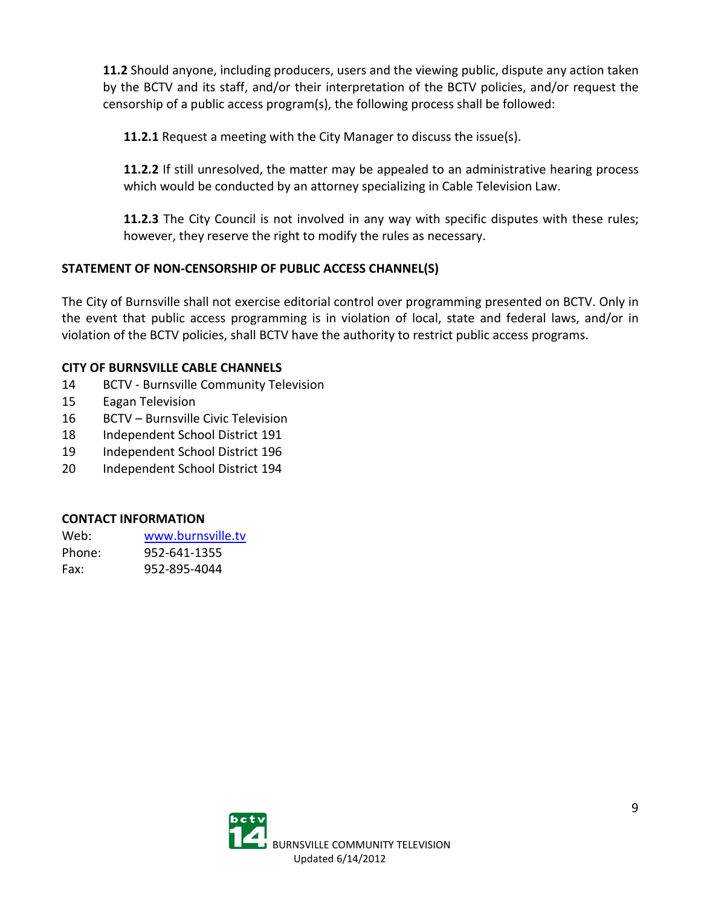**11.2** Should anyone, including producers, users and the viewing public, dispute any action taken by the BCTV and its staff, and/or their interpretation of the BCTV policies, and/or request the censorship of a public access program(s), the following process shall be followed:

**11.2.1** Request a meeting with the City Manager to discuss the issue(s).

**11.2.2** If still unresolved, the matter may be appealed to an administrative hearing process which would be conducted by an attorney specializing in Cable Television Law.

**11.2.3** The City Council is not involved in any way with specific disputes with these rules; however, they reserve the right to modify the rules as necessary.

**STATEMENT OF NON-CENSORSHIP OF PUBLIC ACCESS CHANNEL(S)**

The City of Burnsville shall not exercise editorial control over programming presented on BCTV. Only in the event that public access programming is in violation of local, state and federal laws, and/or in violation of the BCTV policies, shall BCTV have the authority to restrict public access programs.

**CITY OF BURNSVILLE CABLE CHANNELS**

| | |
|---|---|
| 14 | BCTV - Burnsville Community Television |
| 15 | Eagan Television |
| 16 | BCTV – Burnsville Civic Television |
| 18 | Independent School District 191 |
| 19 | Independent School District 196 |
| 20 | Independent School District 194 |

**CONTACT INFORMATION**

| | |
|---|---|
| Web: | www.burnsville.tv |
| Phone: | 952-641-1355 |
| Fax: | 952-895-4044 |